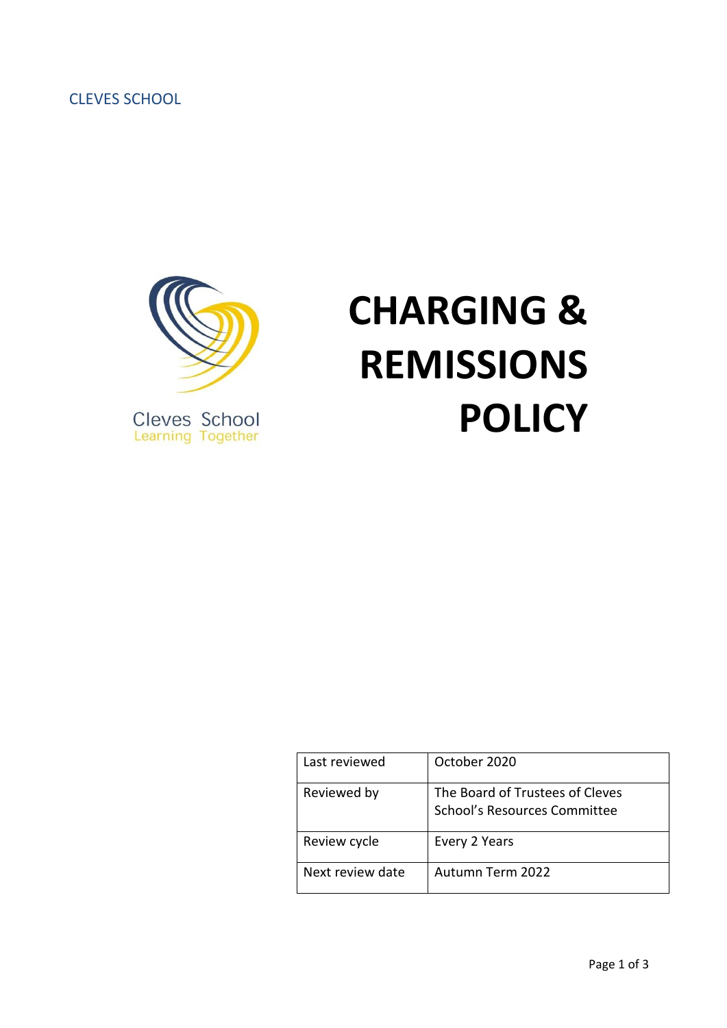CLEVES SCHOOL

Cleves School
Learning Together

# CHARGING & REMISSIONS POLICY

| Last reviewed | October 2020 |
| --- | --- |
| Reviewed by | The Board of Trustees of Cleves School's Resources Committee |
| Review cycle | Every 2 Years |
| Next review date | Autumn Term 2022 |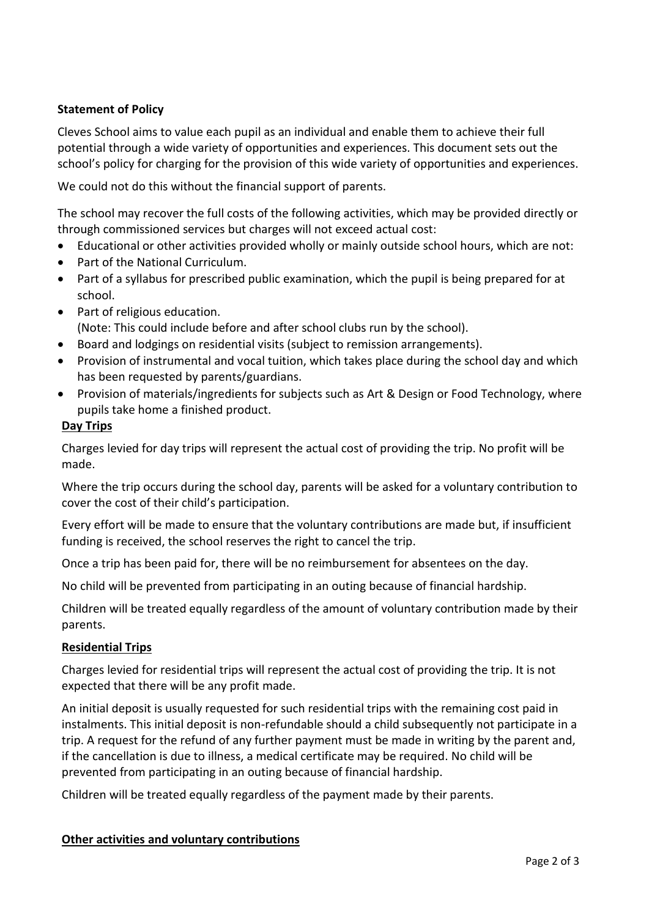**Statement of Policy**

Cleves School aims to value each pupil as an individual and enable them to achieve their full potential through a wide variety of opportunities and experiences. This document sets out the school's policy for charging for the provision of this wide variety of opportunities and experiences.

We could not do this without the financial support of parents.

The school may recover the full costs of the following activities, which may be provided directly or through commissioned services but charges will not exceed actual cost:

- Educational or other activities provided wholly or mainly outside school hours, which are not:
- Part of the National Curriculum.
- Part of a syllabus for prescribed public examination, which the pupil is being prepared for at school.
- Part of religious education.
  (Note: This could include before and after school clubs run by the school).
- Board and lodgings on residential visits (subject to remission arrangements).
- Provision of instrumental and vocal tuition, which takes place during the school day and which has been requested by parents/guardians.
- Provision of materials/ingredients for subjects such as Art & Design or Food Technology, where pupils take home a finished product.

**Day Trips**

Charges levied for day trips will represent the actual cost of providing the trip. No profit will be made.

Where the trip occurs during the school day, parents will be asked for a voluntary contribution to cover the cost of their child's participation.

Every effort will be made to ensure that the voluntary contributions are made but, if insufficient funding is received, the school reserves the right to cancel the trip.

Once a trip has been paid for, there will be no reimbursement for absentees on the day.

No child will be prevented from participating in an outing because of financial hardship.

Children will be treated equally regardless of the amount of voluntary contribution made by their parents.

**Residential Trips**

Charges levied for residential trips will represent the actual cost of providing the trip. It is not expected that there will be any profit made.

An initial deposit is usually requested for such residential trips with the remaining cost paid in instalments. This initial deposit is non-refundable should a child subsequently not participate in a trip. A request for the refund of any further payment must be made in writing by the parent and, if the cancellation is due to illness, a medical certificate may be required. No child will be prevented from participating in an outing because of financial hardship.

Children will be treated equally regardless of the payment made by their parents.

**Other activities and voluntary contributions**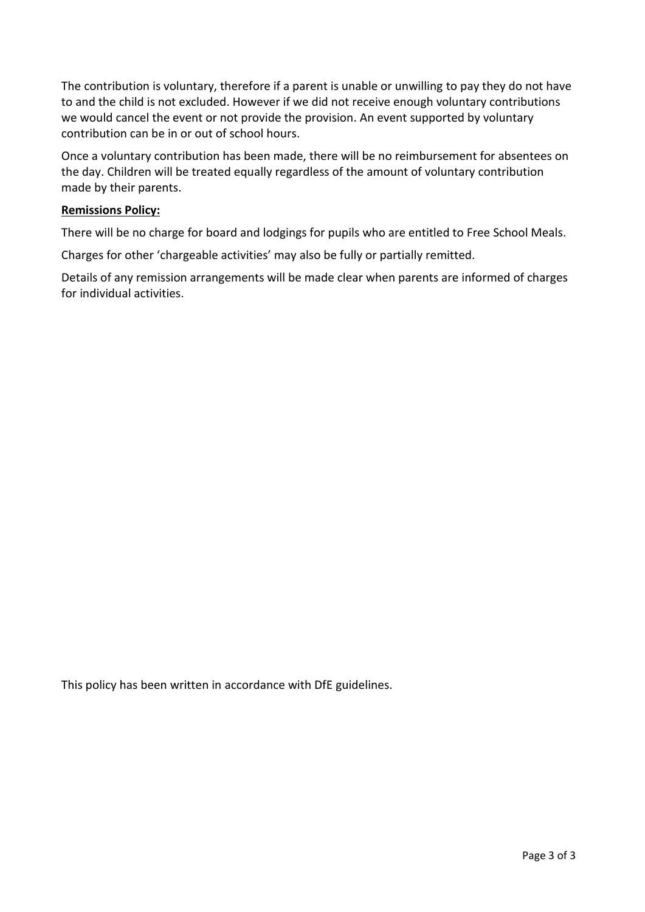The contribution is voluntary, therefore if a parent is unable or unwilling to pay they do not have to and the child is not excluded. However if we did not receive enough voluntary contributions we would cancel the event or not provide the provision. An event supported by voluntary contribution can be in or out of school hours.

Once a voluntary contribution has been made, there will be no reimbursement for absentees on the day. Children will be treated equally regardless of the amount of voluntary contribution made by their parents.

**Remissions Policy:**

There will be no charge for board and lodgings for pupils who are entitled to Free School Meals.

Charges for other 'chargeable activities' may also be fully or partially remitted.

Details of any remission arrangements will be made clear when parents are informed of charges for individual activities.

This policy has been written in accordance with DfE guidelines.